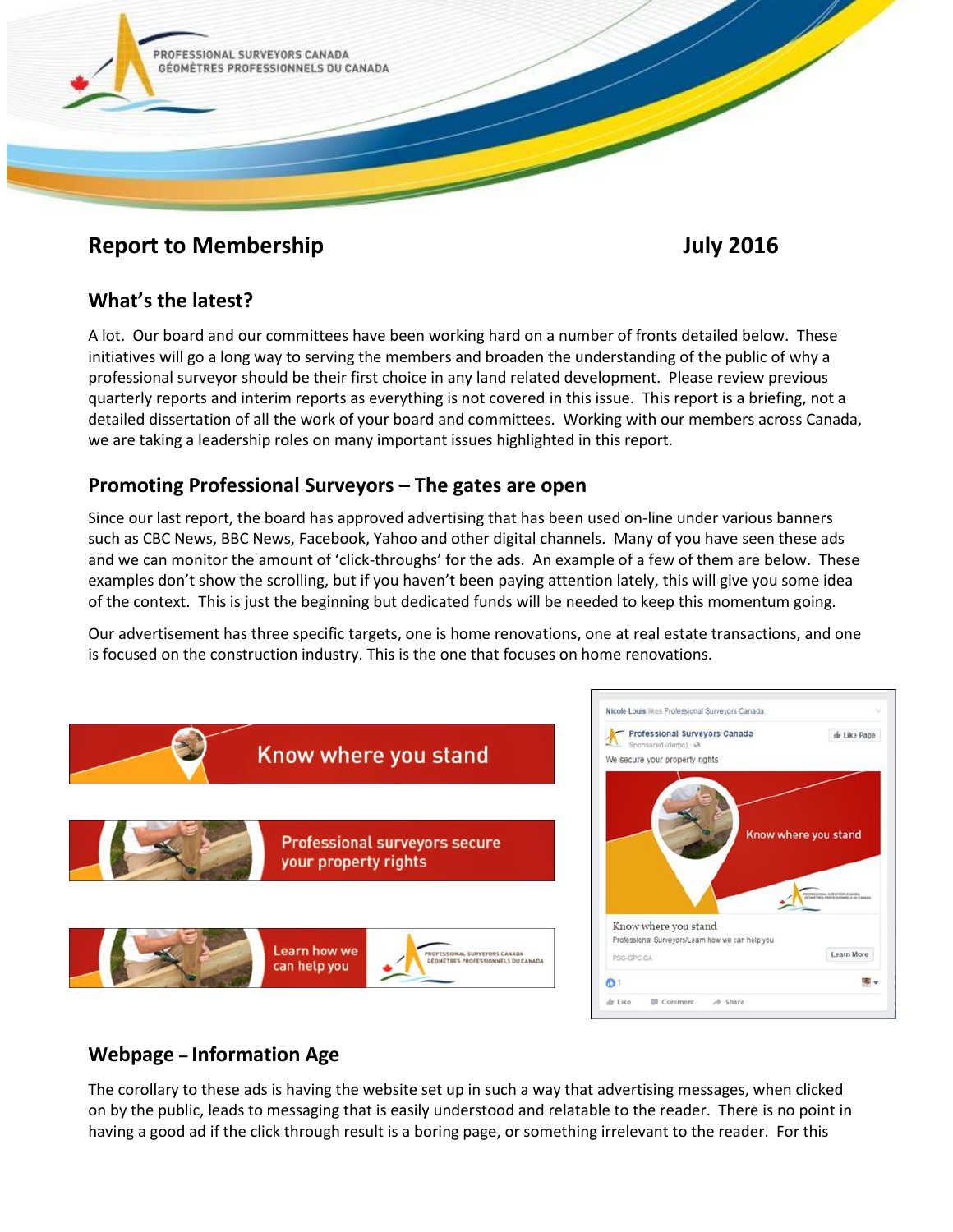PROFESSIONAL SURVEYORS CANADA
GÉOMÈTRES PROFESSIONNELS DU CANADA

# Report to Membership July 2016

## What's the latest?

A lot. Our board and our committees have been working hard on a number of fronts detailed below. These initiatives will go a long way to serving the members and broaden the understanding of the public of why a professional surveyor should be their first choice in any land related development. Please review previous quarterly reports and interim reports as everything is not covered in this issue. This report is a briefing, not a detailed dissertation of all the work of your board and committees. Working with our members across Canada, we are taking a leadership roles on many important issues highlighted in this report.

## Promoting Professional Surveyors – The gates are open

Since our last report, the board has approved advertising that has been used on-line under various banners such as CBC News, BBC News, Facebook, Yahoo and other digital channels. Many of you have seen these ads and we can monitor the amount of 'click-throughs' for the ads. An example of a few of them are below. These examples don't show the scrolling, but if you haven't been paying attention lately, this will give you some idea of the context. This is just the beginning but dedicated funds will be needed to keep this momentum going.

Our advertisement has three specific targets, one is home renovations, one at real estate transactions, and one is focused on the construction industry. This is the one that focuses on home renovations.

Know where you stand

Professional surveyors secure your property rights

Learn how we can help you

## Webpage – Information Age

The corollary to these ads is having the website set up in such a way that advertising messages, when clicked on by the public, leads to messaging that is easily understood and relatable to the reader. There is no point in having a good ad if the click through result is a boring page, or something irrelevant to the reader. For this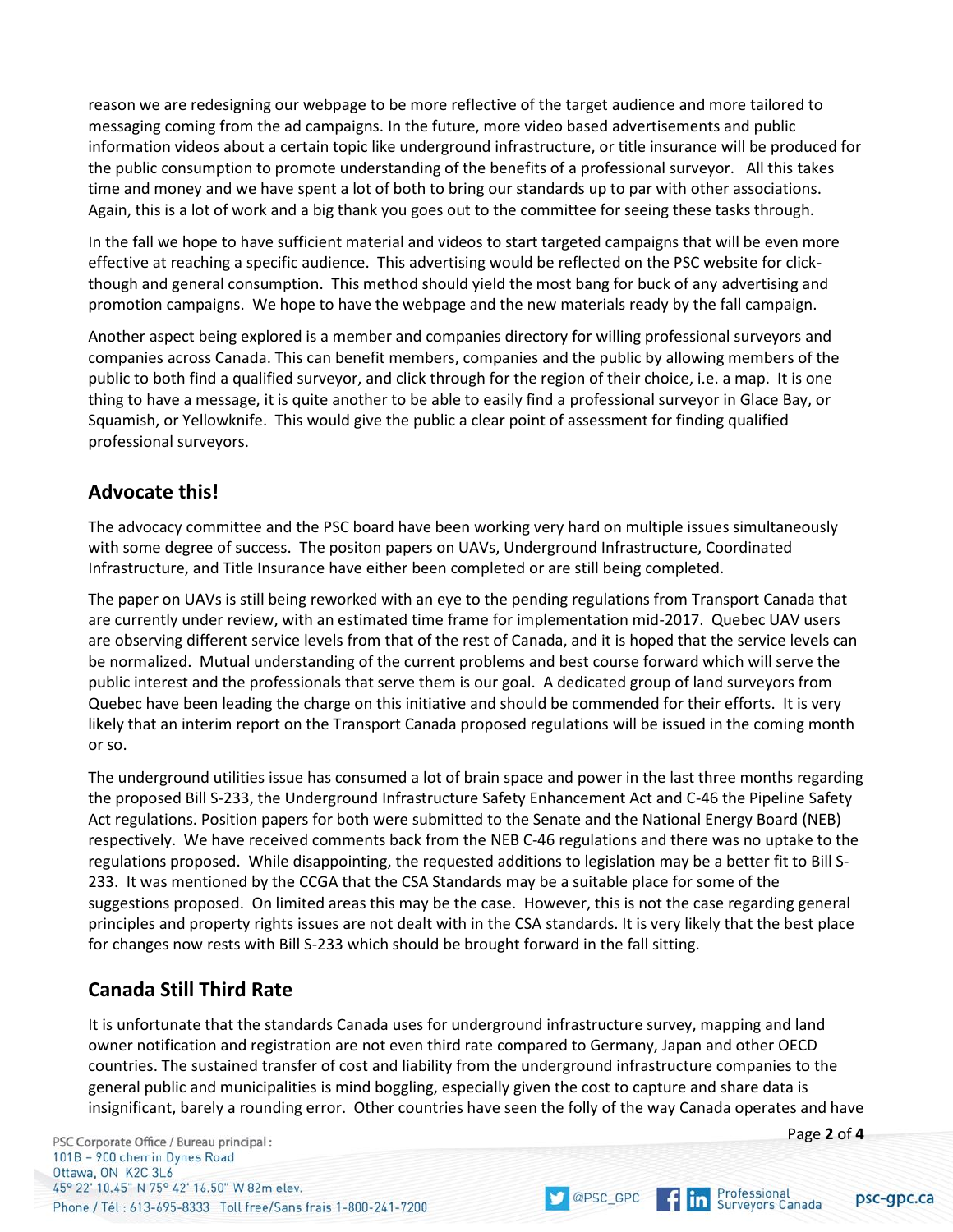reason we are redesigning our webpage to be more reflective of the target audience and more tailored to messaging coming from the ad campaigns. In the future, more video based advertisements and public information videos about a certain topic like underground infrastructure, or title insurance will be produced for the public consumption to promote understanding of the benefits of a professional surveyor. All this takes time and money and we have spent a lot of both to bring our standards up to par with other associations. Again, this is a lot of work and a big thank you goes out to the committee for seeing these tasks through.

In the fall we hope to have sufficient material and videos to start targeted campaigns that will be even more effective at reaching a specific audience. This advertising would be reflected on the PSC website for click-though and general consumption. This method should yield the most bang for buck of any advertising and promotion campaigns. We hope to have the webpage and the new materials ready by the fall campaign.

Another aspect being explored is a member and companies directory for willing professional surveyors and companies across Canada. This can benefit members, companies and the public by allowing members of the public to both find a qualified surveyor, and click through for the region of their choice, i.e. a map. It is one thing to have a message, it is quite another to be able to easily find a professional surveyor in Glace Bay, or Squamish, or Yellowknife. This would give the public a clear point of assessment for finding qualified professional surveyors.

## Advocate this!

The advocacy committee and the PSC board have been working very hard on multiple issues simultaneously with some degree of success. The positon papers on UAVs, Underground Infrastructure, Coordinated Infrastructure, and Title Insurance have either been completed or are still being completed.

The paper on UAVs is still being reworked with an eye to the pending regulations from Transport Canada that are currently under review, with an estimated time frame for implementation mid-2017. Quebec UAV users are observing different service levels from that of the rest of Canada, and it is hoped that the service levels can be normalized. Mutual understanding of the current problems and best course forward which will serve the public interest and the professionals that serve them is our goal. A dedicated group of land surveyors from Quebec have been leading the charge on this initiative and should be commended for their efforts. It is very likely that an interim report on the Transport Canada proposed regulations will be issued in the coming month or so.

The underground utilities issue has consumed a lot of brain space and power in the last three months regarding the proposed Bill S-233, the Underground Infrastructure Safety Enhancement Act and C-46 the Pipeline Safety Act regulations. Position papers for both were submitted to the Senate and the National Energy Board (NEB) respectively. We have received comments back from the NEB C-46 regulations and there was no uptake to the regulations proposed. While disappointing, the requested additions to legislation may be a better fit to Bill S-233. It was mentioned by the CCGA that the CSA Standards may be a suitable place for some of the suggestions proposed. On limited areas this may be the case. However, this is not the case regarding general principles and property rights issues are not dealt with in the CSA standards. It is very likely that the best place for changes now rests with Bill S-233 which should be brought forward in the fall sitting.

## Canada Still Third Rate

It is unfortunate that the standards Canada uses for underground infrastructure survey, mapping and land owner notification and registration are not even third rate compared to Germany, Japan and other OECD countries. The sustained transfer of cost and liability from the underground infrastructure companies to the general public and municipalities is mind boggling, especially given the cost to capture and share data is insignificant, barely a rounding error. Other countries have seen the folly of the way Canada operates and have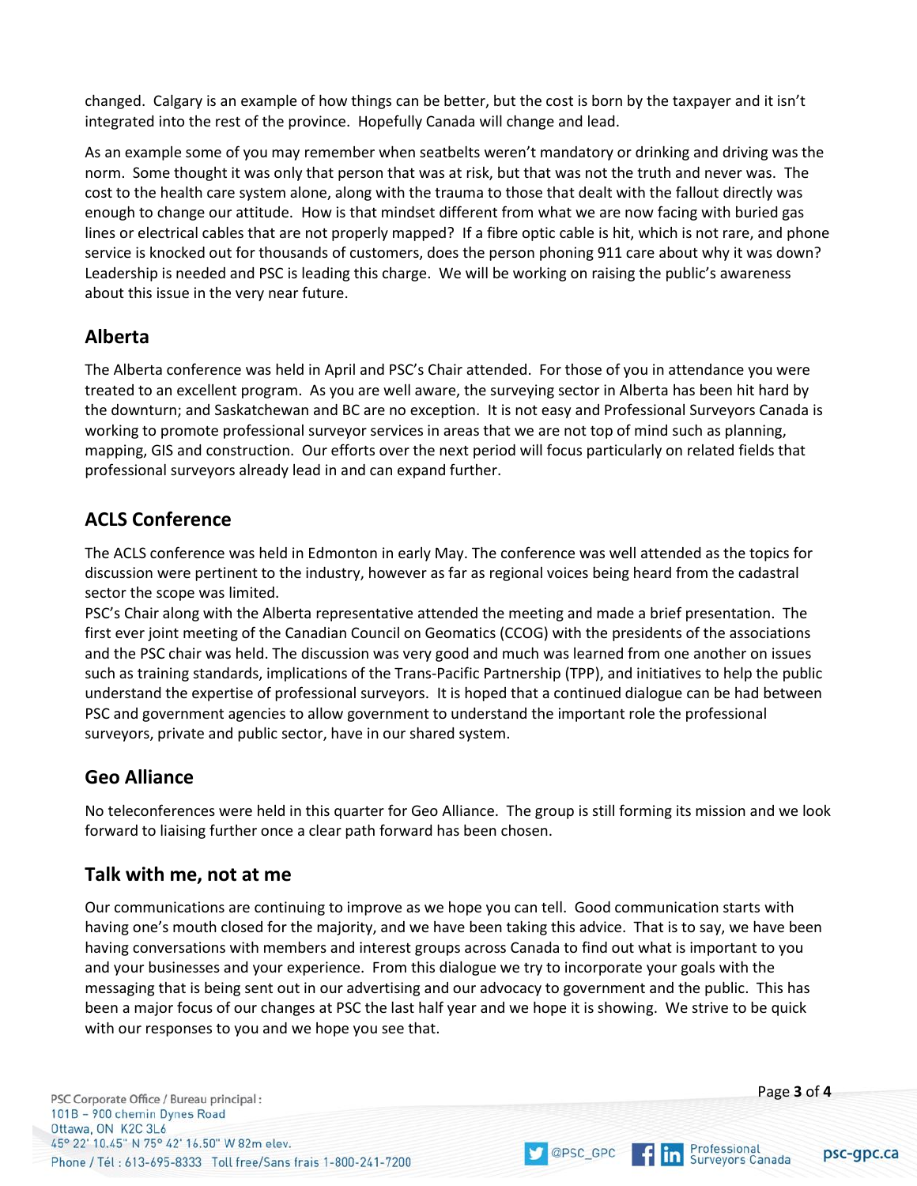changed. Calgary is an example of how things can be better, but the cost is born by the taxpayer and it isn't integrated into the rest of the province. Hopefully Canada will change and lead.

As an example some of you may remember when seatbelts weren't mandatory or drinking and driving was the norm. Some thought it was only that person that was at risk, but that was not the truth and never was. The cost to the health care system alone, along with the trauma to those that dealt with the fallout directly was enough to change our attitude. How is that mindset different from what we are now facing with buried gas lines or electrical cables that are not properly mapped? If a fibre optic cable is hit, which is not rare, and phone service is knocked out for thousands of customers, does the person phoning 911 care about why it was down? Leadership is needed and PSC is leading this charge. We will be working on raising the public's awareness about this issue in the very near future.

## Alberta

The Alberta conference was held in April and PSC's Chair attended. For those of you in attendance you were treated to an excellent program. As you are well aware, the surveying sector in Alberta has been hit hard by the downturn; and Saskatchewan and BC are no exception. It is not easy and Professional Surveyors Canada is working to promote professional surveyor services in areas that we are not top of mind such as planning, mapping, GIS and construction. Our efforts over the next period will focus particularly on related fields that professional surveyors already lead in and can expand further.

## ACLS Conference

The ACLS conference was held in Edmonton in early May. The conference was well attended as the topics for discussion were pertinent to the industry, however as far as regional voices being heard from the cadastral sector the scope was limited.

PSC's Chair along with the Alberta representative attended the meeting and made a brief presentation. The first ever joint meeting of the Canadian Council on Geomatics (CCOG) with the presidents of the associations and the PSC chair was held. The discussion was very good and much was learned from one another on issues such as training standards, implications of the Trans-Pacific Partnership (TPP), and initiatives to help the public understand the expertise of professional surveyors. It is hoped that a continued dialogue can be had between PSC and government agencies to allow government to understand the important role the professional surveyors, private and public sector, have in our shared system.

## Geo Alliance

No teleconferences were held in this quarter for Geo Alliance. The group is still forming its mission and we look forward to liaising further once a clear path forward has been chosen.

## Talk with me, not at me

Our communications are continuing to improve as we hope you can tell. Good communication starts with having one's mouth closed for the majority, and we have been taking this advice. That is to say, we have been having conversations with members and interest groups across Canada to find out what is important to you and your businesses and your experience. From this dialogue we try to incorporate your goals with the messaging that is being sent out in our advertising and our advocacy to government and the public. This has been a major focus of our changes at PSC the last half year and we hope it is showing. We strive to be quick with our responses to you and we hope you see that.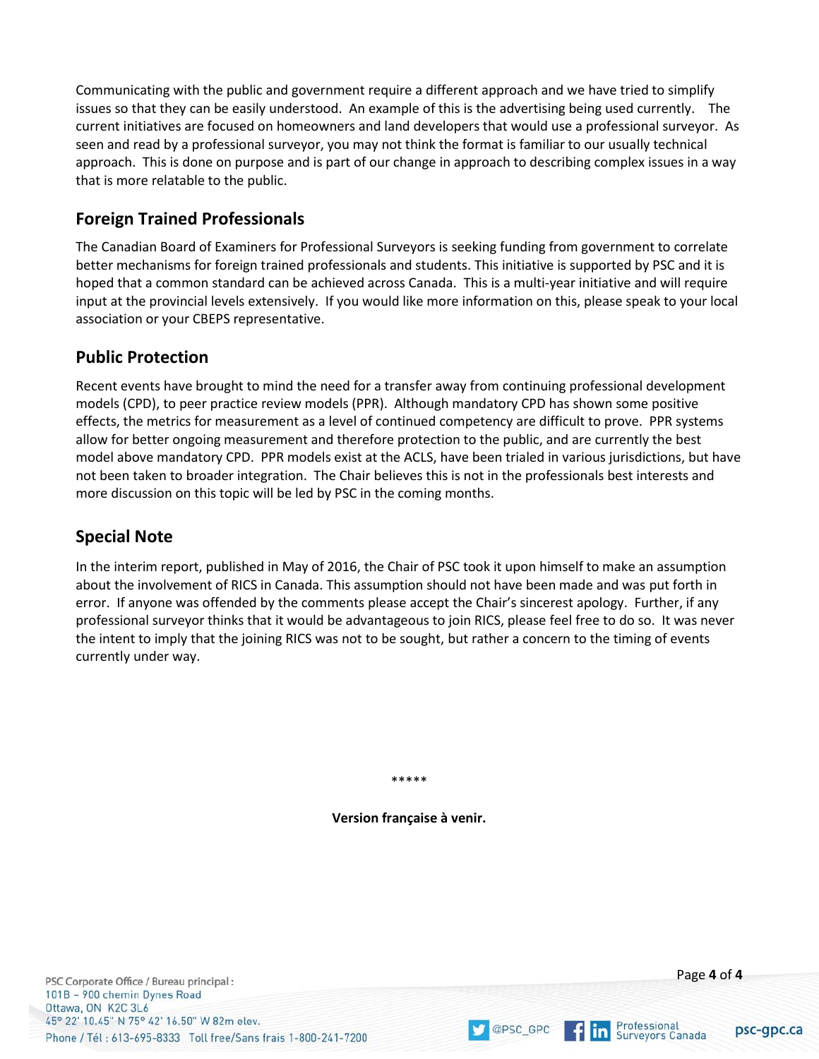Communicating with the public and government require a different approach and we have tried to simplify issues so that they can be easily understood. An example of this is the advertising being used currently. The current initiatives are focused on homeowners and land developers that would use a professional surveyor. As seen and read by a professional surveyor, you may not think the format is familiar to our usually technical approach. This is done on purpose and is part of our change in approach to describing complex issues in a way that is more relatable to the public.

## Foreign Trained Professionals

The Canadian Board of Examiners for Professional Surveyors is seeking funding from government to correlate better mechanisms for foreign trained professionals and students. This initiative is supported by PSC and it is hoped that a common standard can be achieved across Canada. This is a multi-year initiative and will require input at the provincial levels extensively. If you would like more information on this, please speak to your local association or your CBEPS representative.

## Public Protection

Recent events have brought to mind the need for a transfer away from continuing professional development models (CPD), to peer practice review models (PPR). Although mandatory CPD has shown some positive effects, the metrics for measurement as a level of continued competency are difficult to prove. PPR systems allow for better ongoing measurement and therefore protection to the public, and are currently the best model above mandatory CPD. PPR models exist at the ACLS, have been trialed in various jurisdictions, but have not been taken to broader integration. The Chair believes this is not in the professionals best interests and more discussion on this topic will be led by PSC in the coming months.

## Special Note

In the interim report, published in May of 2016, the Chair of PSC took it upon himself to make an assumption about the involvement of RICS in Canada. This assumption should not have been made and was put forth in error. If anyone was offended by the comments please accept the Chair's sincerest apology. Further, if any professional surveyor thinks that it would be advantageous to join RICS, please feel free to do so. It was never the intent to imply that the joining RICS was not to be sought, but rather a concern to the timing of events currently under way.

*****

**Version française à venir.**